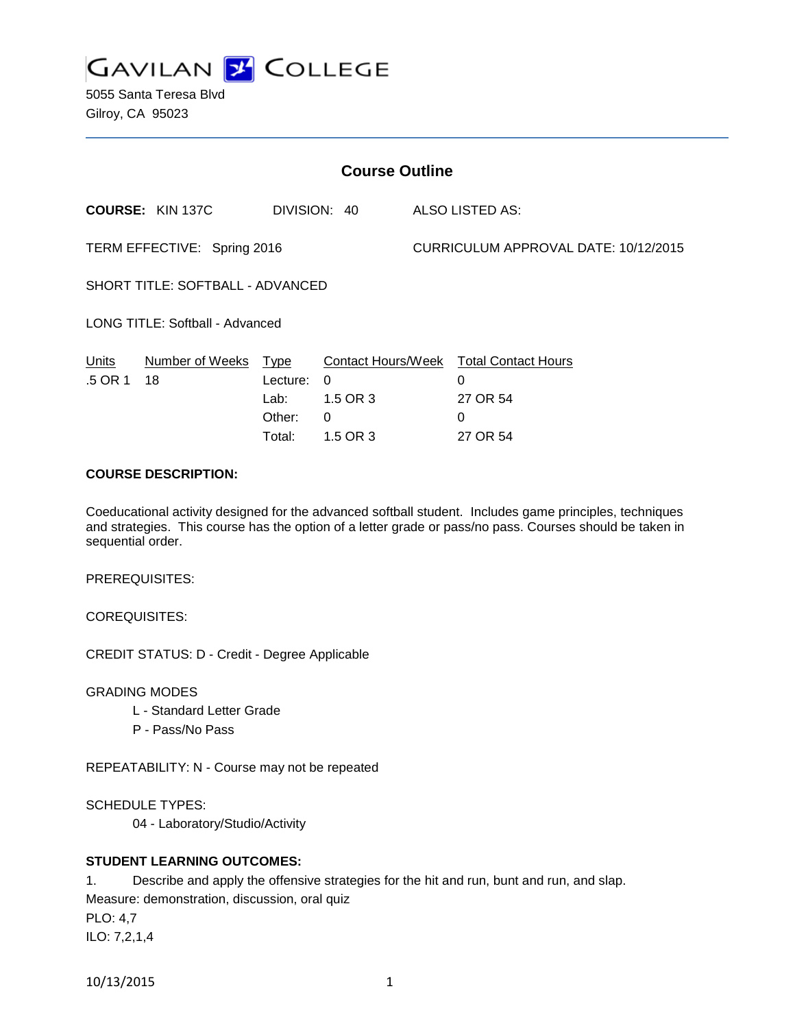# GAVILAN COLLEGE

5055 Santa Teresa Blvd
Gilroy, CA 95023

## Course Outline

**COURSE:** KIN 137C  DIVISION: 40  ALSO LISTED AS:

TERM EFFECTIVE: Spring 2016  CURRICULUM APPROVAL DATE: 10/12/2015

SHORT TITLE: SOFTBALL - ADVANCED

LONG TITLE: Softball - Advanced

| Units | Number of Weeks | Type | Contact Hours/Week | Total Contact Hours |
|---|---|---|---|---|
| .5 OR 1 | 18 | Lecture: | 0 | 0 |
| | | Lab: | 1.5 OR 3 | 27 OR 54 |
| | | Other: | 0 | 0 |
| | | Total: | 1.5 OR 3 | 27 OR 54 |

**COURSE DESCRIPTION:**

Coeducational activity designed for the advanced softball student. Includes game principles, techniques and strategies. This course has the option of a letter grade or pass/no pass. Courses should be taken in sequential order.

PREREQUISITES:

COREQUISITES:

CREDIT STATUS: D - Credit - Degree Applicable

GRADING MODES
- L - Standard Letter Grade
- P - Pass/No Pass

REPEATABILITY: N - Course may not be repeated

SCHEDULE TYPES:
- 04 - Laboratory/Studio/Activity

**STUDENT LEARNING OUTCOMES:**

1. Describe and apply the offensive strategies for the hit and run, bunt and run, and slap.
Measure: demonstration, discussion, oral quiz
PLO: 4,7
ILO: 7,2,1,4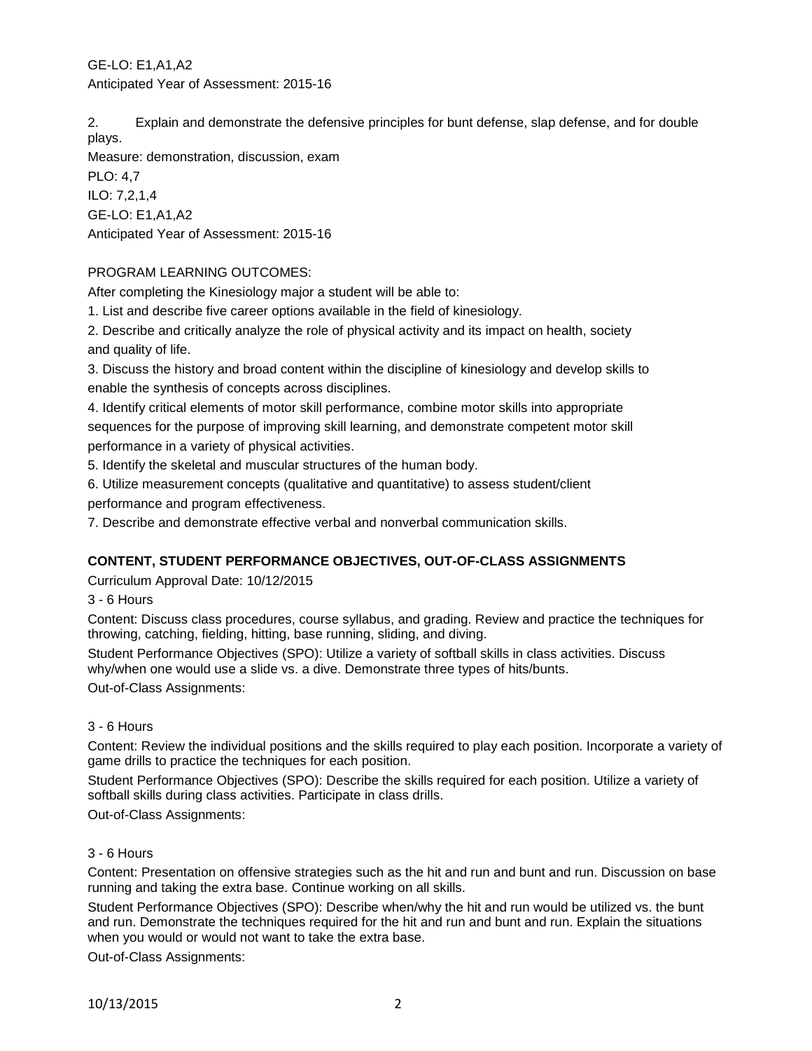GE-LO: E1,A1,A2
Anticipated Year of Assessment: 2015-16

2. Explain and demonstrate the defensive principles for bunt defense, slap defense, and for double plays.
Measure: demonstration, discussion, exam
PLO: 4,7
ILO: 7,2,1,4
GE-LO: E1,A1,A2
Anticipated Year of Assessment: 2015-16

PROGRAM LEARNING OUTCOMES:
After completing the Kinesiology major a student will be able to:
1. List and describe five career options available in the field of kinesiology.
2. Describe and critically analyze the role of physical activity and its impact on health, society and quality of life.
3. Discuss the history and broad content within the discipline of kinesiology and develop skills to enable the synthesis of concepts across disciplines.
4. Identify critical elements of motor skill performance, combine motor skills into appropriate sequences for the purpose of improving skill learning, and demonstrate competent motor skill performance in a variety of physical activities.
5. Identify the skeletal and muscular structures of the human body.
6. Utilize measurement concepts (qualitative and quantitative) to assess student/client performance and program effectiveness.
7. Describe and demonstrate effective verbal and nonverbal communication skills.

**CONTENT, STUDENT PERFORMANCE OBJECTIVES, OUT-OF-CLASS ASSIGNMENTS**

Curriculum Approval Date: 10/12/2015

3 - 6 Hours

Content: Discuss class procedures, course syllabus, and grading. Review and practice the techniques for throwing, catching, fielding, hitting, base running, sliding, and diving.

Student Performance Objectives (SPO): Utilize a variety of softball skills in class activities. Discuss why/when one would use a slide vs. a dive. Demonstrate three types of hits/bunts.

Out-of-Class Assignments:

3 - 6 Hours

Content: Review the individual positions and the skills required to play each position. Incorporate a variety of game drills to practice the techniques for each position.

Student Performance Objectives (SPO): Describe the skills required for each position. Utilize a variety of softball skills during class activities. Participate in class drills.

Out-of-Class Assignments:

3 - 6 Hours

Content: Presentation on offensive strategies such as the hit and run and bunt and run. Discussion on base running and taking the extra base. Continue working on all skills.

Student Performance Objectives (SPO): Describe when/why the hit and run would be utilized vs. the bunt and run. Demonstrate the techniques required for the hit and run and bunt and run. Explain the situations when you would or would not want to take the extra base.

Out-of-Class Assignments: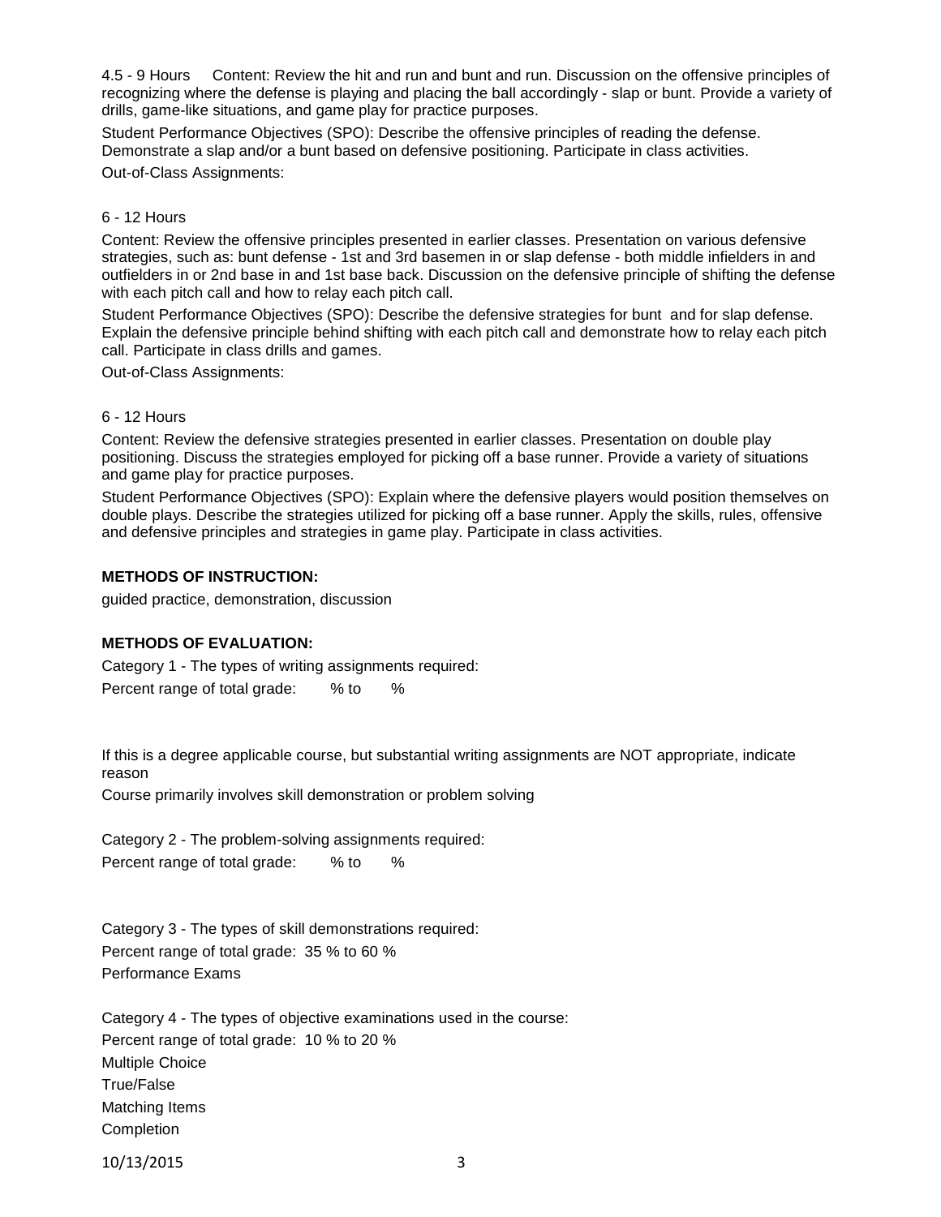4.5 - 9 Hours Content: Review the hit and run and bunt and run. Discussion on the offensive principles of recognizing where the defense is playing and placing the ball accordingly - slap or bunt. Provide a variety of drills, game-like situations, and game play for practice purposes.

Student Performance Objectives (SPO): Describe the offensive principles of reading the defense. Demonstrate a slap and/or a bunt based on defensive positioning. Participate in class activities.

Out-of-Class Assignments:

6 - 12 Hours

Content: Review the offensive principles presented in earlier classes. Presentation on various defensive strategies, such as: bunt defense - 1st and 3rd basemen in or slap defense - both middle infielders in and outfielders in or 2nd base in and 1st base back. Discussion on the defensive principle of shifting the defense with each pitch call and how to relay each pitch call.

Student Performance Objectives (SPO): Describe the defensive strategies for bunt and for slap defense. Explain the defensive principle behind shifting with each pitch call and demonstrate how to relay each pitch call. Participate in class drills and games.

Out-of-Class Assignments:

6 - 12 Hours

Content: Review the defensive strategies presented in earlier classes. Presentation on double play positioning. Discuss the strategies employed for picking off a base runner. Provide a variety of situations and game play for practice purposes.

Student Performance Objectives (SPO): Explain where the defensive players would position themselves on double plays. Describe the strategies utilized for picking off a base runner. Apply the skills, rules, offensive and defensive principles and strategies in game play. Participate in class activities.

**METHODS OF INSTRUCTION:**

guided practice, demonstration, discussion

**METHODS OF EVALUATION:**

Category 1 - The types of writing assignments required:

Percent range of total grade: % to %

If this is a degree applicable course, but substantial writing assignments are NOT appropriate, indicate reason

Course primarily involves skill demonstration or problem solving

Category 2 - The problem-solving assignments required:

Percent range of total grade: % to %

Category 3 - The types of skill demonstrations required:

Percent range of total grade: 35 % to 60 %

Performance Exams

Category 4 - The types of objective examinations used in the course:

Percent range of total grade: 10 % to 20 %

Multiple Choice

True/False

Matching Items

Completion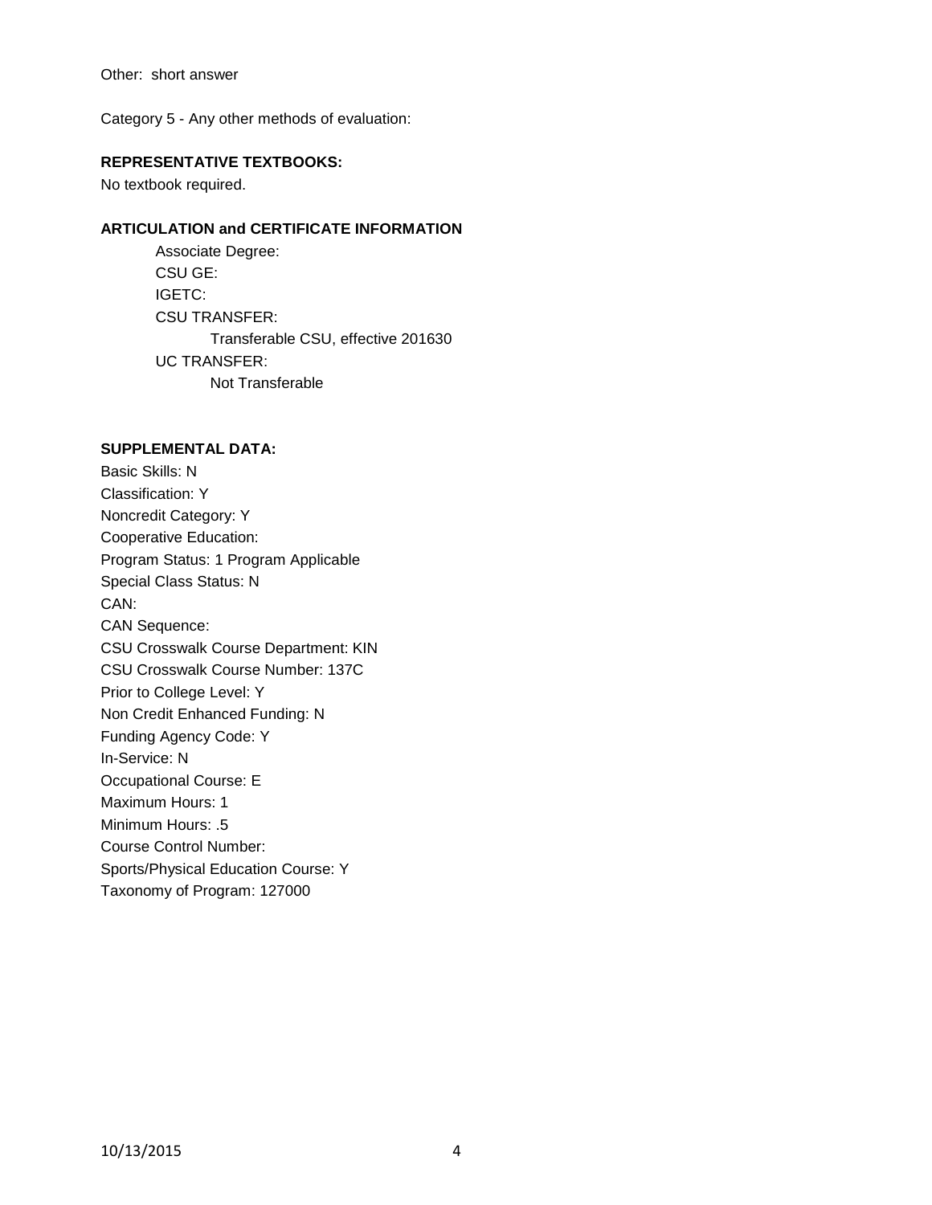Other: short answer

Category 5 - Any other methods of evaluation:

**REPRESENTATIVE TEXTBOOKS:**

No textbook required.

**ARTICULATION and CERTIFICATE INFORMATION**

Associate Degree:
CSU GE:
IGETC:
CSU TRANSFER:
    Transferable CSU, effective 201630
UC TRANSFER:
    Not Transferable

**SUPPLEMENTAL DATA:**

Basic Skills: N
Classification: Y
Noncredit Category: Y
Cooperative Education:
Program Status: 1 Program Applicable
Special Class Status: N
CAN:
CAN Sequence:
CSU Crosswalk Course Department: KIN
CSU Crosswalk Course Number: 137C
Prior to College Level: Y
Non Credit Enhanced Funding: N
Funding Agency Code: Y
In-Service: N
Occupational Course: E
Maximum Hours: 1
Minimum Hours: .5
Course Control Number:
Sports/Physical Education Course: Y
Taxonomy of Program: 127000